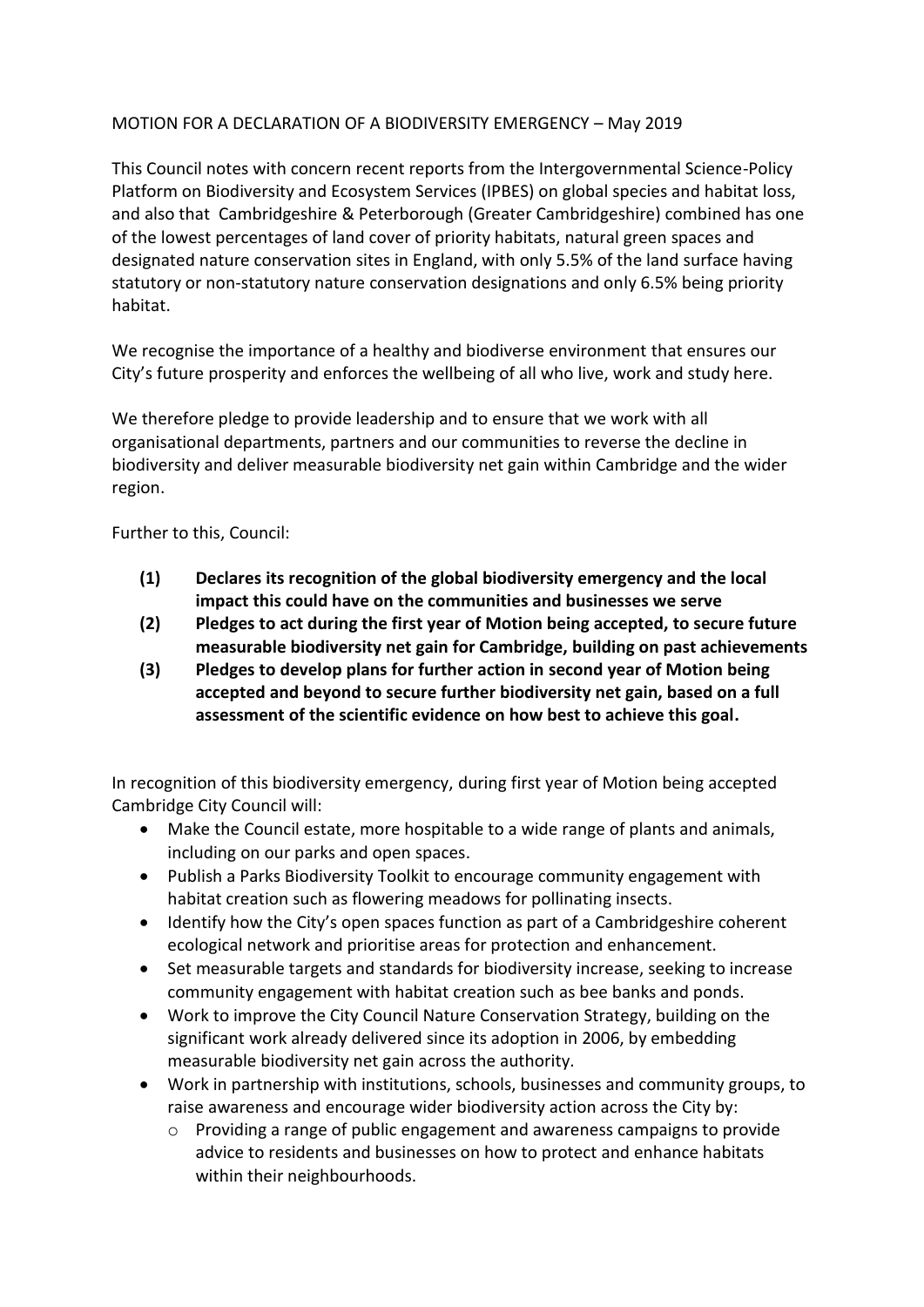MOTION FOR A DECLARATION OF A BIODIVERSITY EMERGENCY – May 2019

This Council notes with concern recent reports from the Intergovernmental Science-Policy Platform on Biodiversity and Ecosystem Services (IPBES) on global species and habitat loss, and also that Cambridgeshire & Peterborough (Greater Cambridgeshire) combined has one of the lowest percentages of land cover of priority habitats, natural green spaces and designated nature conservation sites in England, with only 5.5% of the land surface having statutory or non-statutory nature conservation designations and only 6.5% being priority habitat.

We recognise the importance of a healthy and biodiverse environment that ensures our City's future prosperity and enforces the wellbeing of all who live, work and study here.

We therefore pledge to provide leadership and to ensure that we work with all organisational departments, partners and our communities to reverse the decline in biodiversity and deliver measurable biodiversity net gain within Cambridge and the wider region.

Further to this, Council:

**(1) Declares its recognition of the global biodiversity emergency and the local impact this could have on the communities and businesses we serve**

**(2) Pledges to act during the first year of Motion being accepted, to secure future measurable biodiversity net gain for Cambridge, building on past achievements**

**(3) Pledges to develop plans for further action in second year of Motion being accepted and beyond to secure further biodiversity net gain, based on a full assessment of the scientific evidence on how best to achieve this goal.**

In recognition of this biodiversity emergency, during first year of Motion being accepted Cambridge City Council will:

- Make the Council estate, more hospitable to a wide range of plants and animals, including on our parks and open spaces.
- Publish a Parks Biodiversity Toolkit to encourage community engagement with habitat creation such as flowering meadows for pollinating insects.
- Identify how the City's open spaces function as part of a Cambridgeshire coherent ecological network and prioritise areas for protection and enhancement.
- Set measurable targets and standards for biodiversity increase, seeking to increase community engagement with habitat creation such as bee banks and ponds.
- Work to improve the City Council Nature Conservation Strategy, building on the significant work already delivered since its adoption in 2006, by embedding measurable biodiversity net gain across the authority.
- Work in partnership with institutions, schools, businesses and community groups, to raise awareness and encourage wider biodiversity action across the City by:
  - Providing a range of public engagement and awareness campaigns to provide advice to residents and businesses on how to protect and enhance habitats within their neighbourhoods.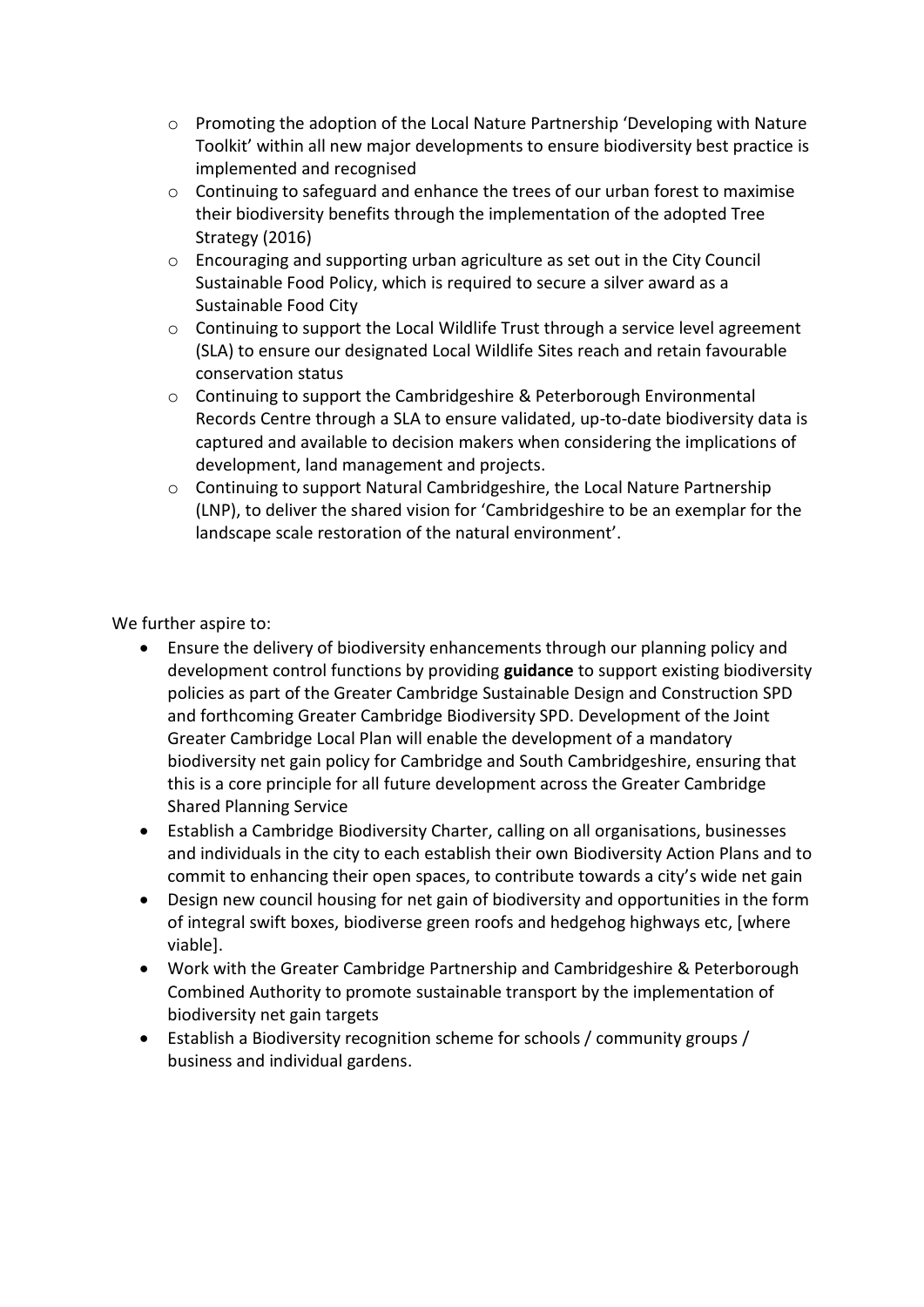- Promoting the adoption of the Local Nature Partnership 'Developing with Nature Toolkit' within all new major developments to ensure biodiversity best practice is implemented and recognised
  - Continuing to safeguard and enhance the trees of our urban forest to maximise their biodiversity benefits through the implementation of the adopted Tree Strategy (2016)
  - Encouraging and supporting urban agriculture as set out in the City Council Sustainable Food Policy, which is required to secure a silver award as a Sustainable Food City
  - Continuing to support the Local Wildlife Trust through a service level agreement (SLA) to ensure our designated Local Wildlife Sites reach and retain favourable conservation status
  - Continuing to support the Cambridgeshire & Peterborough Environmental Records Centre through a SLA to ensure validated, up-to-date biodiversity data is captured and available to decision makers when considering the implications of development, land management and projects.
  - Continuing to support Natural Cambridgeshire, the Local Nature Partnership (LNP), to deliver the shared vision for 'Cambridgeshire to be an exemplar for the landscape scale restoration of the natural environment'.

We further aspire to:

- Ensure the delivery of biodiversity enhancements through our planning policy and development control functions by providing **guidance** to support existing biodiversity policies as part of the Greater Cambridge Sustainable Design and Construction SPD and forthcoming Greater Cambridge Biodiversity SPD. Development of the Joint Greater Cambridge Local Plan will enable the development of a mandatory biodiversity net gain policy for Cambridge and South Cambridgeshire, ensuring that this is a core principle for all future development across the Greater Cambridge Shared Planning Service
- Establish a Cambridge Biodiversity Charter, calling on all organisations, businesses and individuals in the city to each establish their own Biodiversity Action Plans and to commit to enhancing their open spaces, to contribute towards a city's wide net gain
- Design new council housing for net gain of biodiversity and opportunities in the form of integral swift boxes, biodiverse green roofs and hedgehog highways etc, [where viable].
- Work with the Greater Cambridge Partnership and Cambridgeshire & Peterborough Combined Authority to promote sustainable transport by the implementation of biodiversity net gain targets
- Establish a Biodiversity recognition scheme for schools / community groups / business and individual gardens.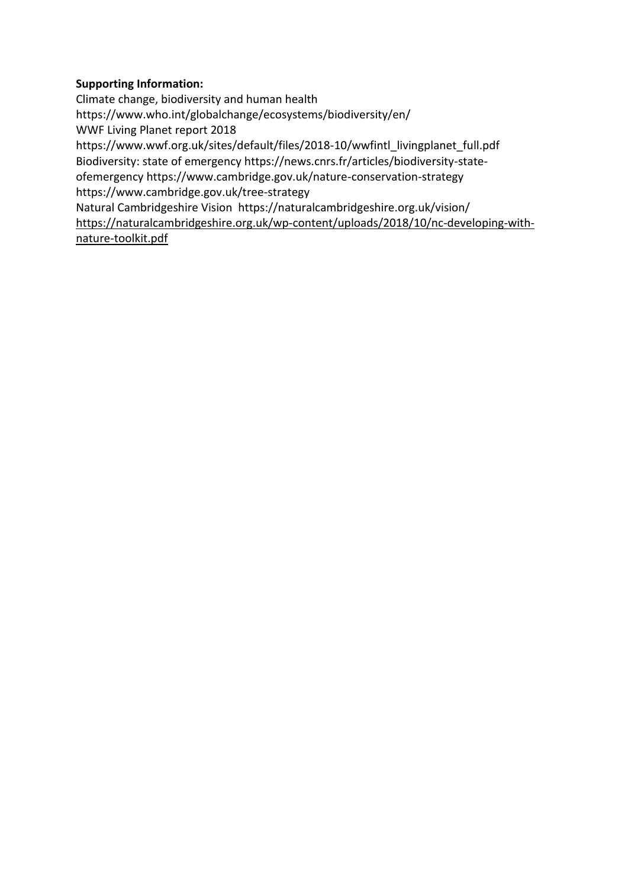**Supporting Information:**

Climate change, biodiversity and human health
https://www.who.int/globalchange/ecosystems/biodiversity/en/
WWF Living Planet report 2018
https://www.wwf.org.uk/sites/default/files/2018-10/wwfintl_livingplanet_full.pdf
Biodiversity: state of emergency https://news.cnrs.fr/articles/biodiversity-state-ofemergency https://www.cambridge.gov.uk/nature-conservation-strategy
https://www.cambridge.gov.uk/tree-strategy
Natural Cambridgeshire Vision https://naturalcambridgeshire.org.uk/vision/
https://naturalcambridgeshire.org.uk/wp-content/uploads/2018/10/nc-developing-with-nature-toolkit.pdf